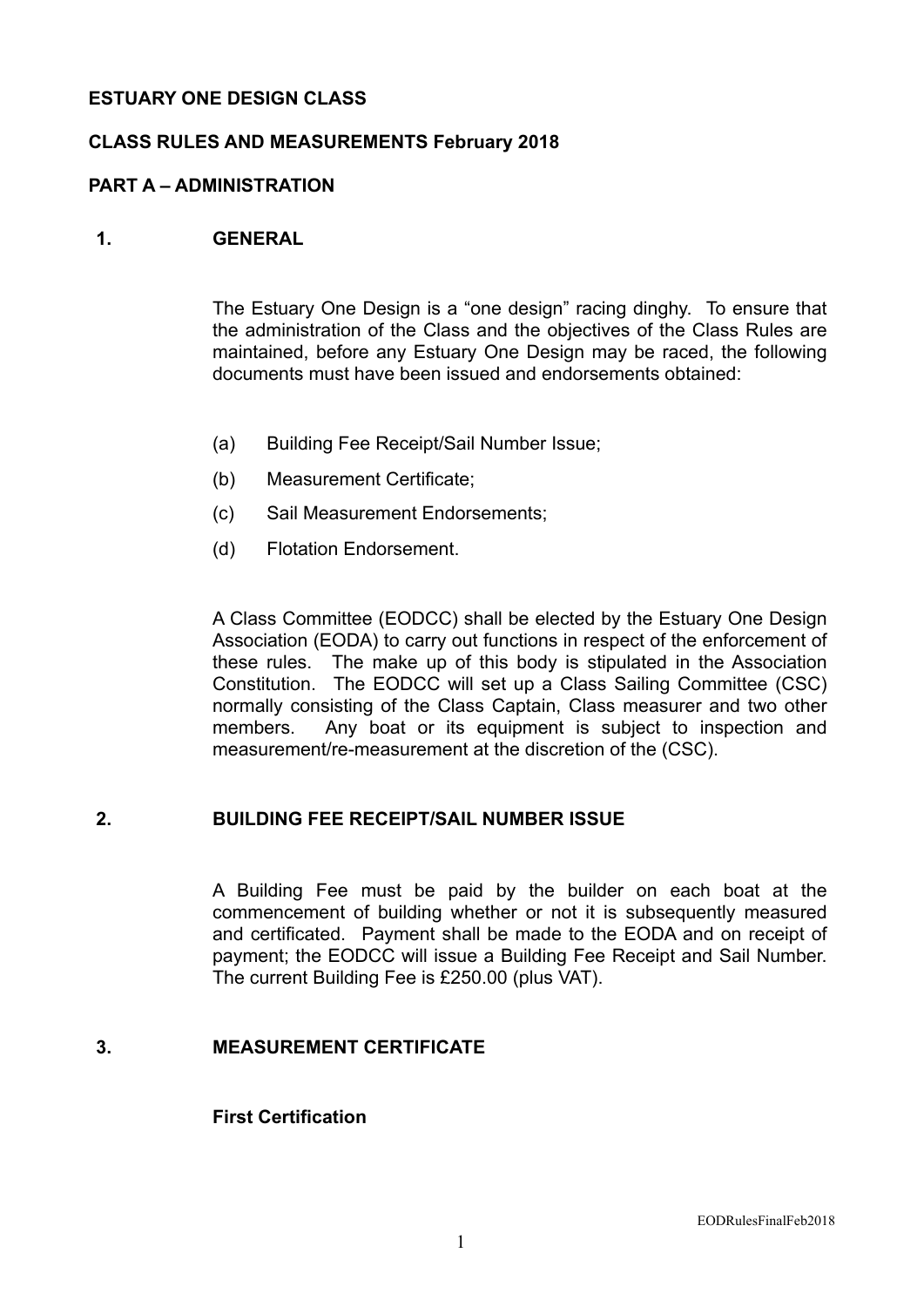# ESTUARY ONE DESIGN CLASS

## CLASS RULES AND MEASUREMENTS February 2018

## PART A – ADMINISTRATION

### 1. GENERAL

The Estuary One Design is a "one design" racing dinghy. To ensure that the administration of the Class and the objectives of the Class Rules are maintained, before any Estuary One Design may be raced, the following documents must have been issued and endorsements obtained:

(a) Building Fee Receipt/Sail Number Issue;

(b) Measurement Certificate;

(c) Sail Measurement Endorsements;

(d) Flotation Endorsement.

A Class Committee (EODCC) shall be elected by the Estuary One Design Association (EODA) to carry out functions in respect of the enforcement of these rules. The make up of this body is stipulated in the Association Constitution. The EODCC will set up a Class Sailing Committee (CSC) normally consisting of the Class Captain, Class measurer and two other members. Any boat or its equipment is subject to inspection and measurement/re-measurement at the discretion of the (CSC).

### 2. BUILDING FEE RECEIPT/SAIL NUMBER ISSUE

A Building Fee must be paid by the builder on each boat at the commencement of building whether or not it is subsequently measured and certificated. Payment shall be made to the EODA and on receipt of payment; the EODCC will issue a Building Fee Receipt and Sail Number. The current Building Fee is £250.00 (plus VAT).

### 3. MEASUREMENT CERTIFICATE

**First Certification**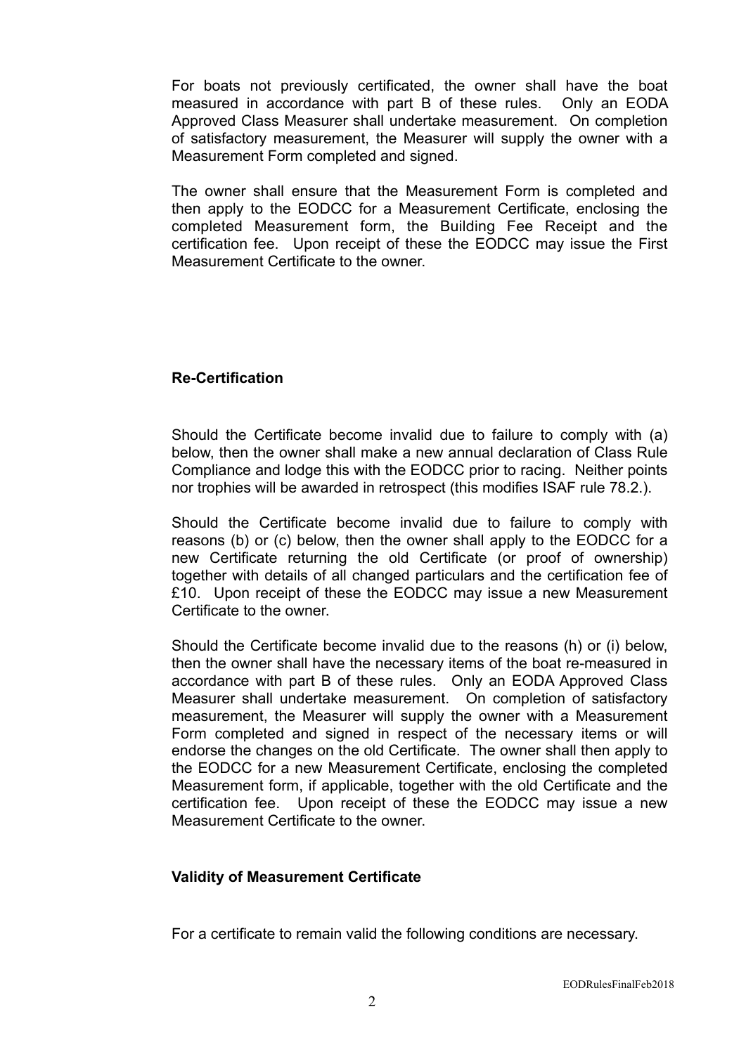For boats not previously certificated, the owner shall have the boat measured in accordance with part B of these rules. Only an EODA Approved Class Measurer shall undertake measurement. On completion of satisfactory measurement, the Measurer will supply the owner with a Measurement Form completed and signed.

The owner shall ensure that the Measurement Form is completed and then apply to the EODCC for a Measurement Certificate, enclosing the completed Measurement form, the Building Fee Receipt and the certification fee. Upon receipt of these the EODCC may issue the First Measurement Certificate to the owner.

**Re-Certification**

Should the Certificate become invalid due to failure to comply with (a) below, then the owner shall make a new annual declaration of Class Rule Compliance and lodge this with the EODCC prior to racing. Neither points nor trophies will be awarded in retrospect (this modifies ISAF rule 78.2.).

Should the Certificate become invalid due to failure to comply with reasons (b) or (c) below, then the owner shall apply to the EODCC for a new Certificate returning the old Certificate (or proof of ownership) together with details of all changed particulars and the certification fee of £10. Upon receipt of these the EODCC may issue a new Measurement Certificate to the owner.

Should the Certificate become invalid due to the reasons (h) or (i) below, then the owner shall have the necessary items of the boat re-measured in accordance with part B of these rules. Only an EODA Approved Class Measurer shall undertake measurement. On completion of satisfactory measurement, the Measurer will supply the owner with a Measurement Form completed and signed in respect of the necessary items or will endorse the changes on the old Certificate. The owner shall then apply to the EODCC for a new Measurement Certificate, enclosing the completed Measurement form, if applicable, together with the old Certificate and the certification fee. Upon receipt of these the EODCC may issue a new Measurement Certificate to the owner.

**Validity of Measurement Certificate**

For a certificate to remain valid the following conditions are necessary.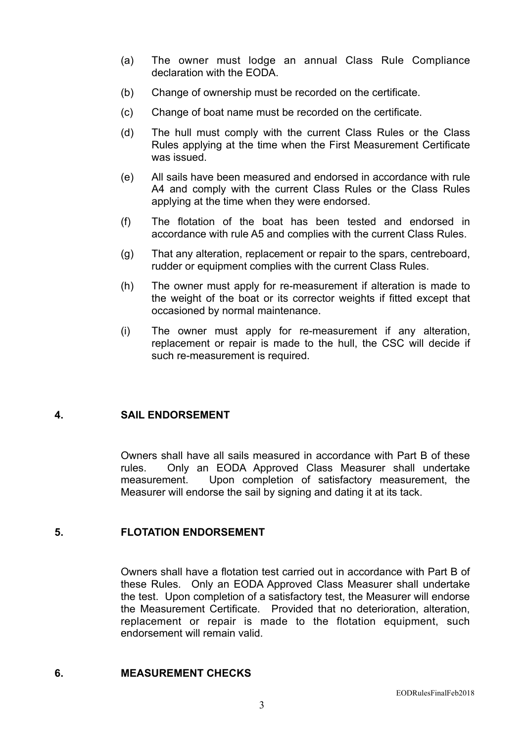(a) The owner must lodge an annual Class Rule Compliance declaration with the EODA.

(b) Change of ownership must be recorded on the certificate.

(c) Change of boat name must be recorded on the certificate.

(d) The hull must comply with the current Class Rules or the Class Rules applying at the time when the First Measurement Certificate was issued.

(e) All sails have been measured and endorsed in accordance with rule A4 and comply with the current Class Rules or the Class Rules applying at the time when they were endorsed.

(f) The flotation of the boat has been tested and endorsed in accordance with rule A5 and complies with the current Class Rules.

(g) That any alteration, replacement or repair to the spars, centreboard, rudder or equipment complies with the current Class Rules.

(h) The owner must apply for re-measurement if alteration is made to the weight of the boat or its corrector weights if fitted except that occasioned by normal maintenance.

(i) The owner must apply for re-measurement if any alteration, replacement or repair is made to the hull, the CSC will decide if such re-measurement is required.

## 4. SAIL ENDORSEMENT

Owners shall have all sails measured in accordance with Part B of these rules. Only an EODA Approved Class Measurer shall undertake measurement. Upon completion of satisfactory measurement, the Measurer will endorse the sail by signing and dating it at its tack.

## 5. FLOTATION ENDORSEMENT

Owners shall have a flotation test carried out in accordance with Part B of these Rules. Only an EODA Approved Class Measurer shall undertake the test. Upon completion of a satisfactory test, the Measurer will endorse the Measurement Certificate. Provided that no deterioration, alteration, replacement or repair is made to the flotation equipment, such endorsement will remain valid.

## 6. MEASUREMENT CHECKS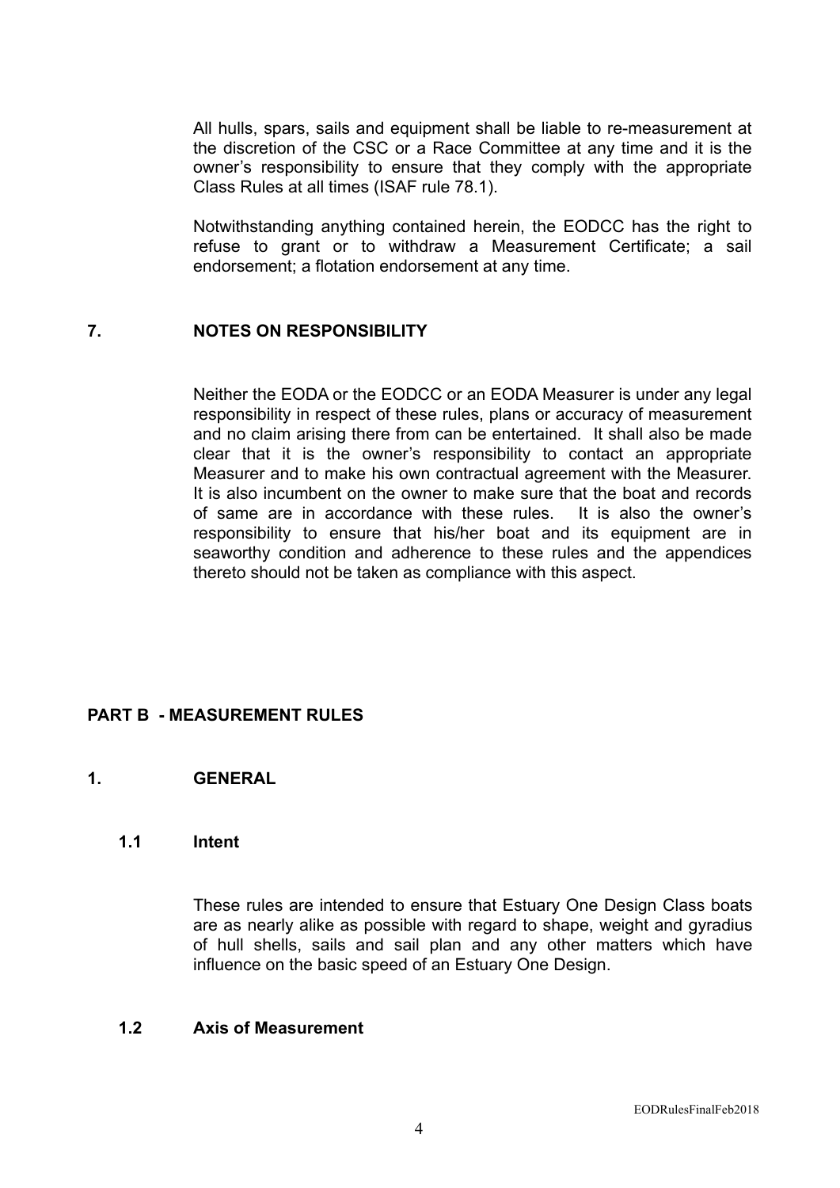All hulls, spars, sails and equipment shall be liable to re-measurement at the discretion of the CSC or a Race Committee at any time and it is the owner's responsibility to ensure that they comply with the appropriate Class Rules at all times (ISAF rule 78.1).

Notwithstanding anything contained herein, the EODCC has the right to refuse to grant or to withdraw a Measurement Certificate; a sail endorsement; a flotation endorsement at any time.

## 7. NOTES ON RESPONSIBILITY

Neither the EODA or the EODCC or an EODA Measurer is under any legal responsibility in respect of these rules, plans or accuracy of measurement and no claim arising there from can be entertained. It shall also be made clear that it is the owner's responsibility to contact an appropriate Measurer and to make his own contractual agreement with the Measurer. It is also incumbent on the owner to make sure that the boat and records of same are in accordance with these rules. It is also the owner's responsibility to ensure that his/her boat and its equipment are in seaworthy condition and adherence to these rules and the appendices thereto should not be taken as compliance with this aspect.

# PART B - MEASUREMENT RULES

## 1. GENERAL

### 1.1 Intent

These rules are intended to ensure that Estuary One Design Class boats are as nearly alike as possible with regard to shape, weight and gyradius of hull shells, sails and sail plan and any other matters which have influence on the basic speed of an Estuary One Design.

### 1.2 Axis of Measurement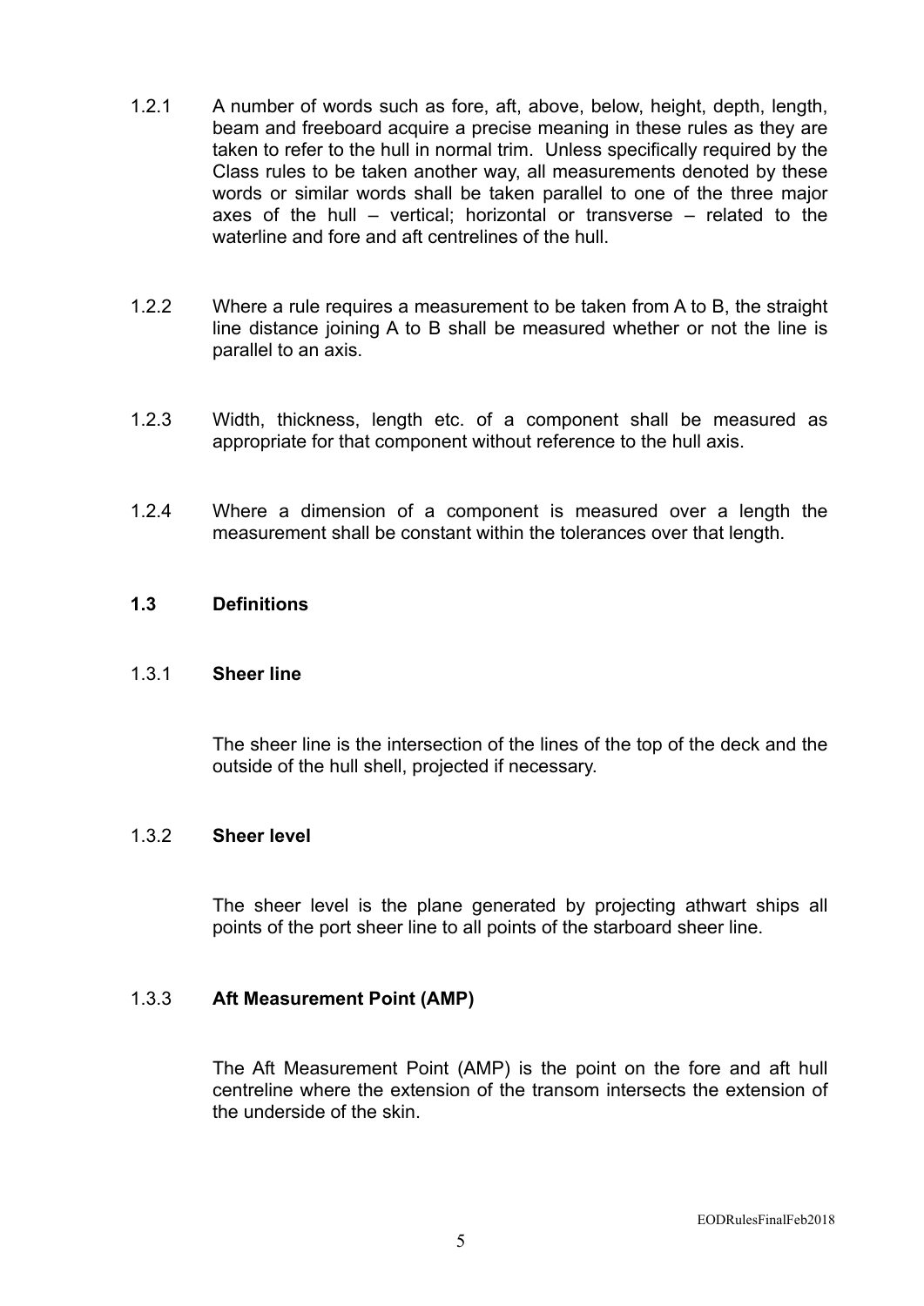1.2.1 A number of words such as fore, aft, above, below, height, depth, length, beam and freeboard acquire a precise meaning in these rules as they are taken to refer to the hull in normal trim. Unless specifically required by the Class rules to be taken another way, all measurements denoted by these words or similar words shall be taken parallel to one of the three major axes of the hull – vertical; horizontal or transverse – related to the waterline and fore and aft centrelines of the hull.

1.2.2 Where a rule requires a measurement to be taken from A to B, the straight line distance joining A to B shall be measured whether or not the line is parallel to an axis.

1.2.3 Width, thickness, length etc. of a component shall be measured as appropriate for that component without reference to the hull axis.

1.2.4 Where a dimension of a component is measured over a length the measurement shall be constant within the tolerances over that length.

## 1.3 Definitions

### 1.3.1 Sheer line

The sheer line is the intersection of the lines of the top of the deck and the outside of the hull shell, projected if necessary.

### 1.3.2 Sheer level

The sheer level is the plane generated by projecting athwart ships all points of the port sheer line to all points of the starboard sheer line.

### 1.3.3 Aft Measurement Point (AMP)

The Aft Measurement Point (AMP) is the point on the fore and aft hull centreline where the extension of the transom intersects the extension of the underside of the skin.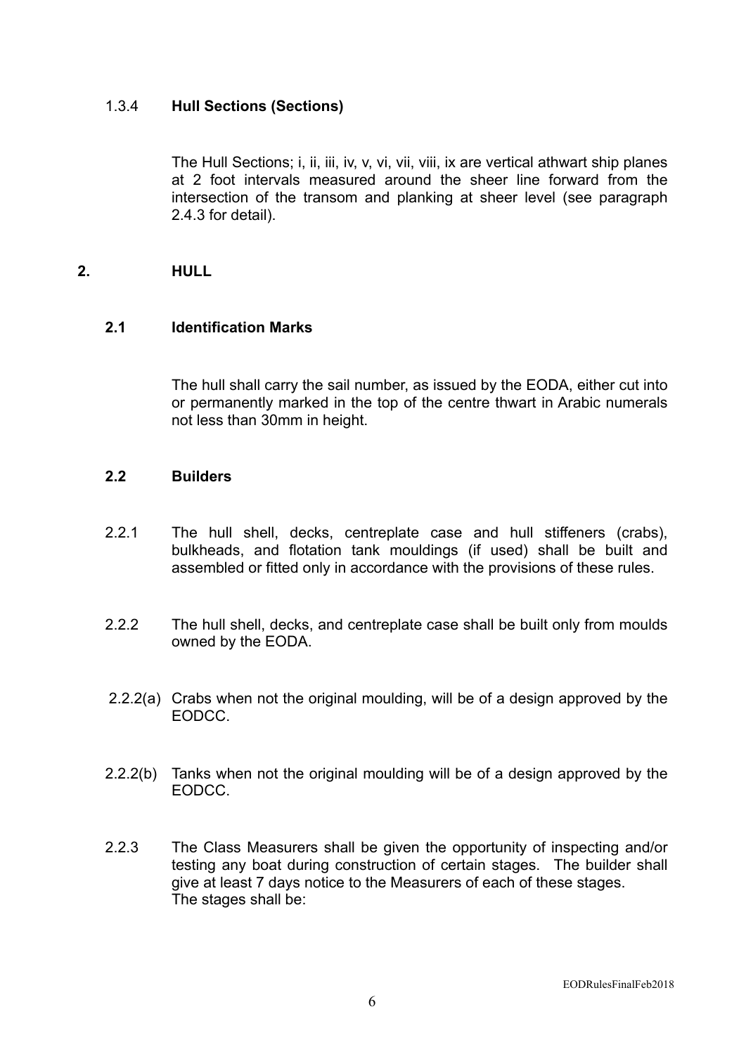#### 1.3.4 **Hull Sections (Sections)**

The Hull Sections; i, ii, iii, iv, v, vi, vii, viii, ix are vertical athwart ship planes at 2 foot intervals measured around the sheer line forward from the intersection of the transom and planking at sheer level (see paragraph 2.4.3 for detail).

## 2. HULL

### 2.1 Identification Marks

The hull shall carry the sail number, as issued by the EODA, either cut into or permanently marked in the top of the centre thwart in Arabic numerals not less than 30mm in height.

### 2.2 Builders

2.2.1 The hull shell, decks, centreplate case and hull stiffeners (crabs), bulkheads, and flotation tank mouldings (if used) shall be built and assembled or fitted only in accordance with the provisions of these rules.

2.2.2 The hull shell, decks, and centreplate case shall be built only from moulds owned by the EODA.

2.2.2(a) Crabs when not the original moulding, will be of a design approved by the EODCC.

2.2.2(b) Tanks when not the original moulding will be of a design approved by the EODCC.

2.2.3 The Class Measurers shall be given the opportunity of inspecting and/or testing any boat during construction of certain stages. The builder shall give at least 7 days notice to the Measurers of each of these stages. The stages shall be: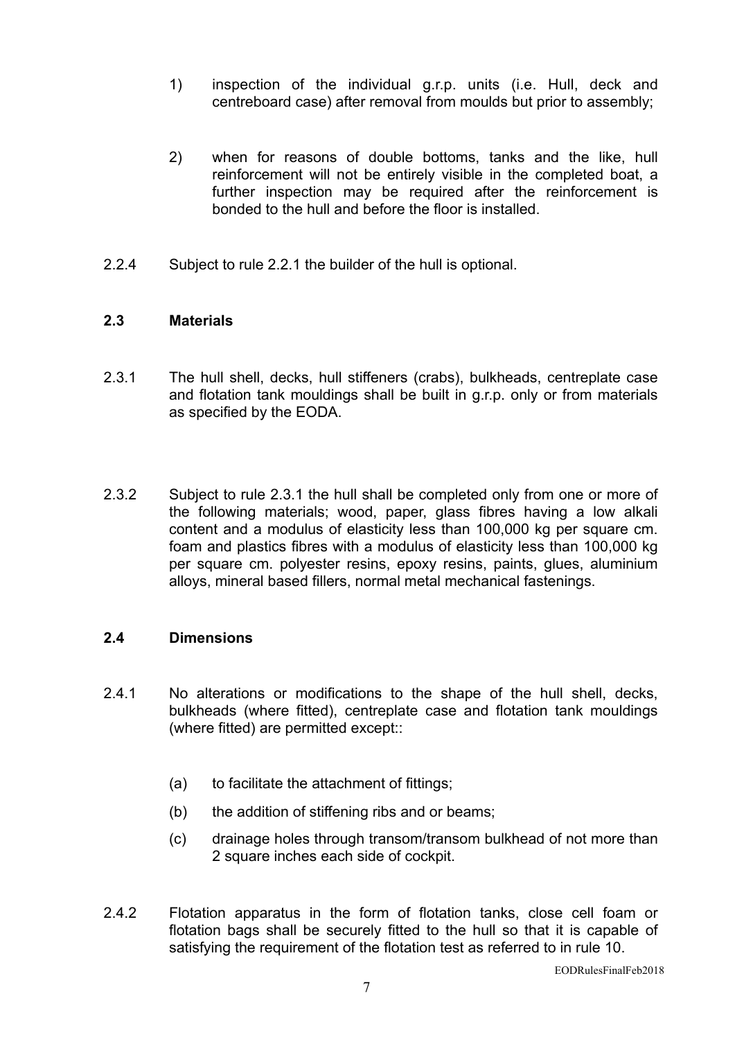1) inspection of the individual g.r.p. units (i.e. Hull, deck and centreboard case) after removal from moulds but prior to assembly;

2) when for reasons of double bottoms, tanks and the like, hull reinforcement will not be entirely visible in the completed boat, a further inspection may be required after the reinforcement is bonded to the hull and before the floor is installed.

2.2.4 Subject to rule 2.2.1 the builder of the hull is optional.

### 2.3 Materials

2.3.1 The hull shell, decks, hull stiffeners (crabs), bulkheads, centreplate case and flotation tank mouldings shall be built in g.r.p. only or from materials as specified by the EODA.

2.3.2 Subject to rule 2.3.1 the hull shall be completed only from one or more of the following materials; wood, paper, glass fibres having a low alkali content and a modulus of elasticity less than 100,000 kg per square cm. foam and plastics fibres with a modulus of elasticity less than 100,000 kg per square cm. polyester resins, epoxy resins, paints, glues, aluminium alloys, mineral based fillers, normal metal mechanical fastenings.

### 2.4 Dimensions

2.4.1 No alterations or modifications to the shape of the hull shell, decks, bulkheads (where fitted), centreplate case and flotation tank mouldings (where fitted) are permitted except::

(a) to facilitate the attachment of fittings;

(b) the addition of stiffening ribs and or beams;

(c) drainage holes through transom/transom bulkhead of not more than 2 square inches each side of cockpit.

2.4.2 Flotation apparatus in the form of flotation tanks, close cell foam or flotation bags shall be securely fitted to the hull so that it is capable of satisfying the requirement of the flotation test as referred to in rule 10.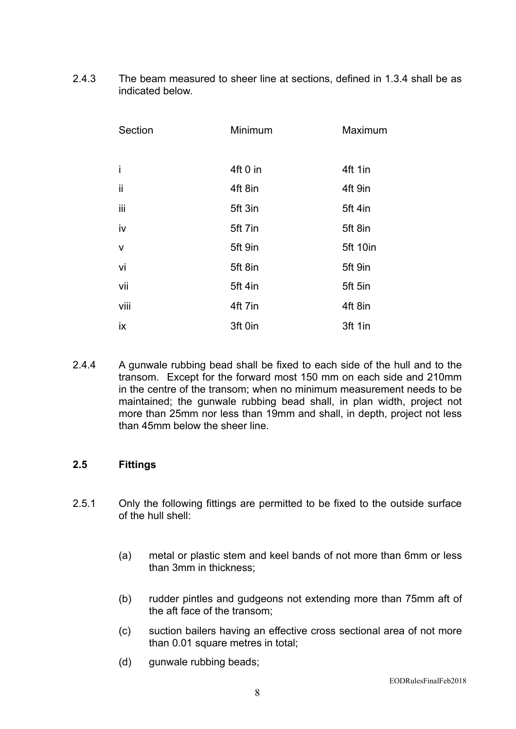2.4.3 The beam measured to sheer line at sections, defined in 1.3.4 shall be as indicated below.

| Section | Minimum | Maximum |
|---|---|---|
| i | 4ft 0 in | 4ft 1in |
| ii | 4ft 8in | 4ft 9in |
| iii | 5ft 3in | 5ft 4in |
| iv | 5ft 7in | 5ft 8in |
| v | 5ft 9in | 5ft 10in |
| vi | 5ft 8in | 5ft 9in |
| vii | 5ft 4in | 5ft 5in |
| viii | 4ft 7in | 4ft 8in |
| ix | 3ft 0in | 3ft 1in |

2.4.4 A gunwale rubbing bead shall be fixed to each side of the hull and to the transom. Except for the forward most 150 mm on each side and 210mm in the centre of the transom; when no minimum measurement needs to be maintained; the gunwale rubbing bead shall, in plan width, project not more than 25mm nor less than 19mm and shall, in depth, project not less than 45mm below the sheer line.

## 2.5 Fittings

2.5.1 Only the following fittings are permitted to be fixed to the outside surface of the hull shell:

(a) metal or plastic stem and keel bands of not more than 6mm or less than 3mm in thickness;

(b) rudder pintles and gudgeons not extending more than 75mm aft of the aft face of the transom;

(c) suction bailers having an effective cross sectional area of not more than 0.01 square metres in total;

(d) gunwale rubbing beads;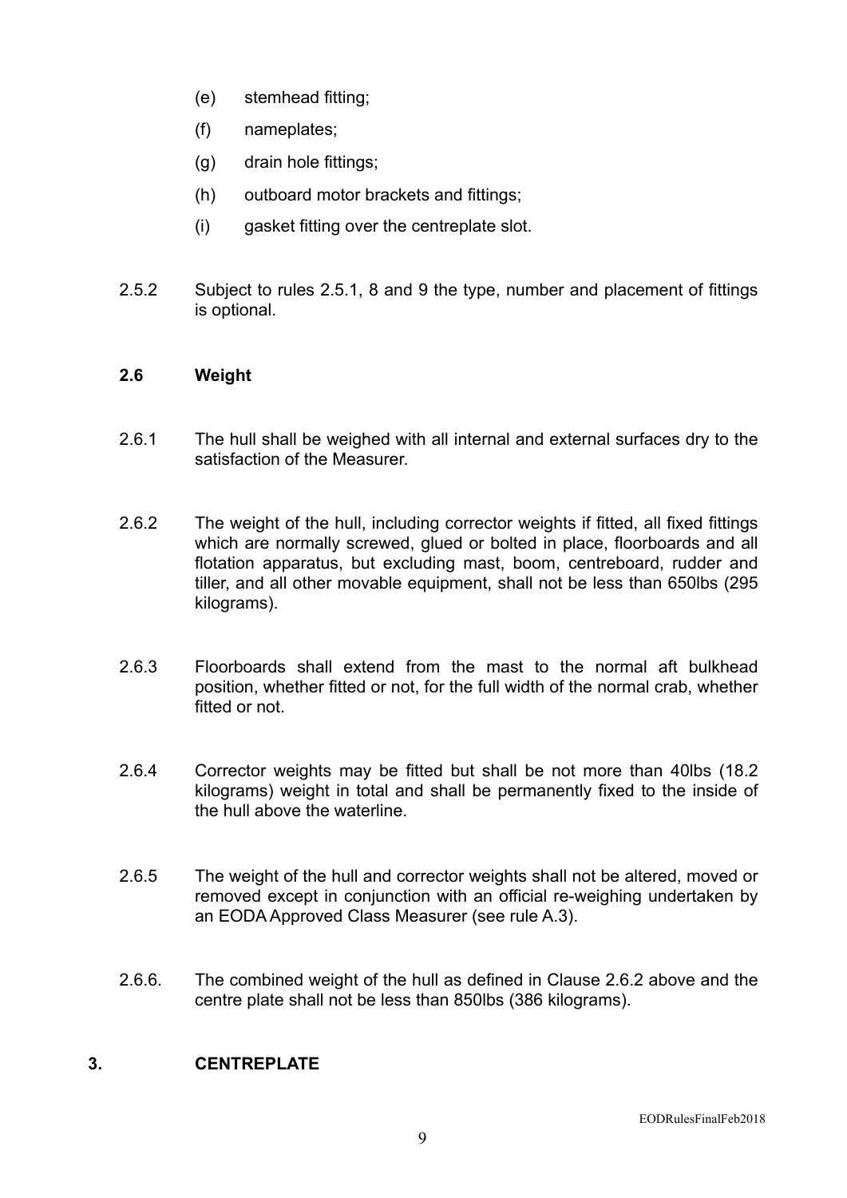(e) stemhead fitting;

(f) nameplates;

(g) drain hole fittings;

(h) outboard motor brackets and fittings;

(i) gasket fitting over the centreplate slot.

2.5.2 Subject to rules 2.5.1, 8 and 9 the type, number and placement of fittings is optional.

### 2.6 Weight

2.6.1 The hull shall be weighed with all internal and external surfaces dry to the satisfaction of the Measurer.

2.6.2 The weight of the hull, including corrector weights if fitted, all fixed fittings which are normally screwed, glued or bolted in place, floorboards and all flotation apparatus, but excluding mast, boom, centreboard, rudder and tiller, and all other movable equipment, shall not be less than 650lbs (295 kilograms).

2.6.3 Floorboards shall extend from the mast to the normal aft bulkhead position, whether fitted or not, for the full width of the normal crab, whether fitted or not.

2.6.4 Corrector weights may be fitted but shall be not more than 40lbs (18.2 kilograms) weight in total and shall be permanently fixed to the inside of the hull above the waterline.

2.6.5 The weight of the hull and corrector weights shall not be altered, moved or removed except in conjunction with an official re-weighing undertaken by an EODA Approved Class Measurer (see rule A.3).

2.6.6. The combined weight of the hull as defined in Clause 2.6.2 above and the centre plate shall not be less than 850lbs (386 kilograms).

## 3. CENTREPLATE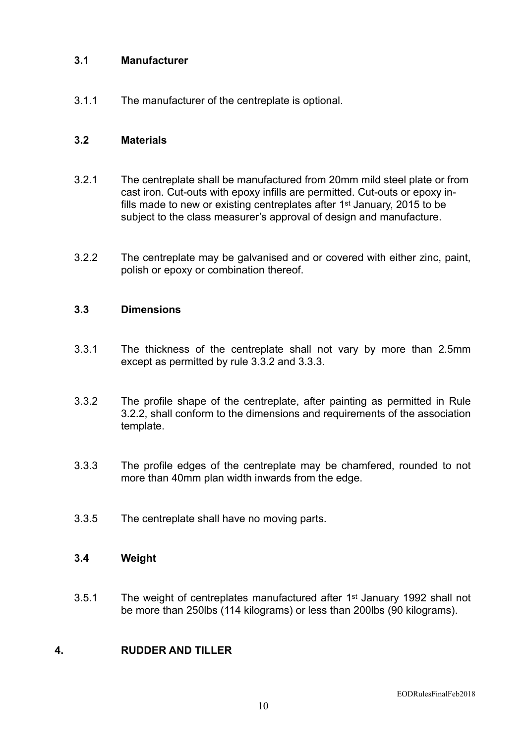### 3.1 Manufacturer

3.1.1 The manufacturer of the centreplate is optional.

### 3.2 Materials

3.2.1 The centreplate shall be manufactured from 20mm mild steel plate or from cast iron. Cut-outs with epoxy infills are permitted. Cut-outs or epoxy in-fills made to new or existing centreplates after 1st January, 2015 to be subject to the class measurer's approval of design and manufacture.

3.2.2 The centreplate may be galvanised and or covered with either zinc, paint, polish or epoxy or combination thereof.

### 3.3 Dimensions

3.3.1 The thickness of the centreplate shall not vary by more than 2.5mm except as permitted by rule 3.3.2 and 3.3.3.

3.3.2 The profile shape of the centreplate, after painting as permitted in Rule 3.2.2, shall conform to the dimensions and requirements of the association template.

3.3.3 The profile edges of the centreplate may be chamfered, rounded to not more than 40mm plan width inwards from the edge.

3.3.5 The centreplate shall have no moving parts.

### 3.4 Weight

3.5.1 The weight of centreplates manufactured after 1st January 1992 shall not be more than 250lbs (114 kilograms) or less than 200lbs (90 kilograms).

## 4. RUDDER AND TILLER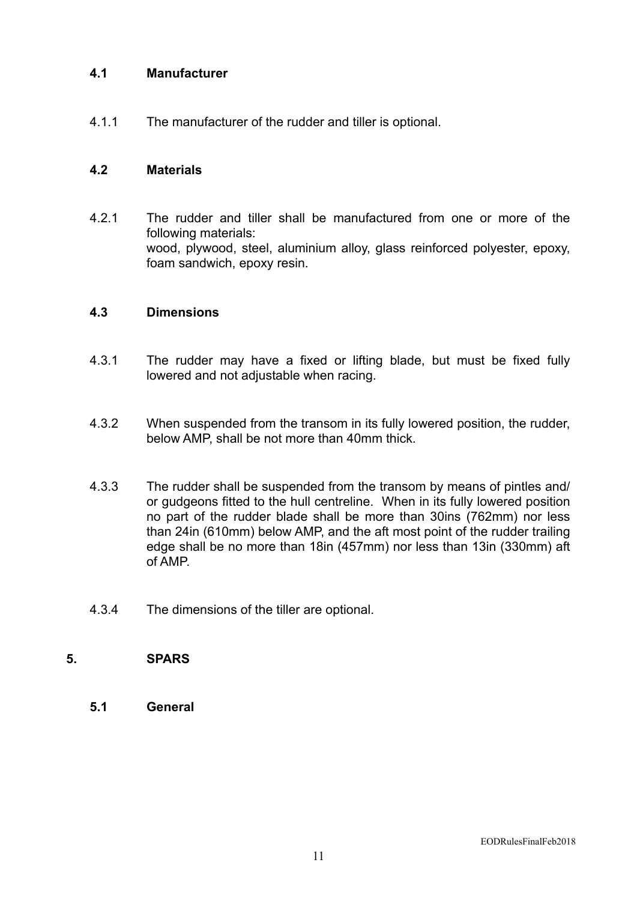### 4.1 Manufacturer

4.1.1 The manufacturer of the rudder and tiller is optional.

### 4.2 Materials

4.2.1 The rudder and tiller shall be manufactured from one or more of the following materials:
wood, plywood, steel, aluminium alloy, glass reinforced polyester, epoxy, foam sandwich, epoxy resin.

### 4.3 Dimensions

4.3.1 The rudder may have a fixed or lifting blade, but must be fixed fully lowered and not adjustable when racing.

4.3.2 When suspended from the transom in its fully lowered position, the rudder, below AMP, shall be not more than 40mm thick.

4.3.3 The rudder shall be suspended from the transom by means of pintles and/or gudgeons fitted to the hull centreline. When in its fully lowered position no part of the rudder blade shall be more than 30ins (762mm) nor less than 24in (610mm) below AMP, and the aft most point of the rudder trailing edge shall be no more than 18in (457mm) nor less than 13in (330mm) aft of AMP.

4.3.4 The dimensions of the tiller are optional.

## 5. SPARS

### 5.1 General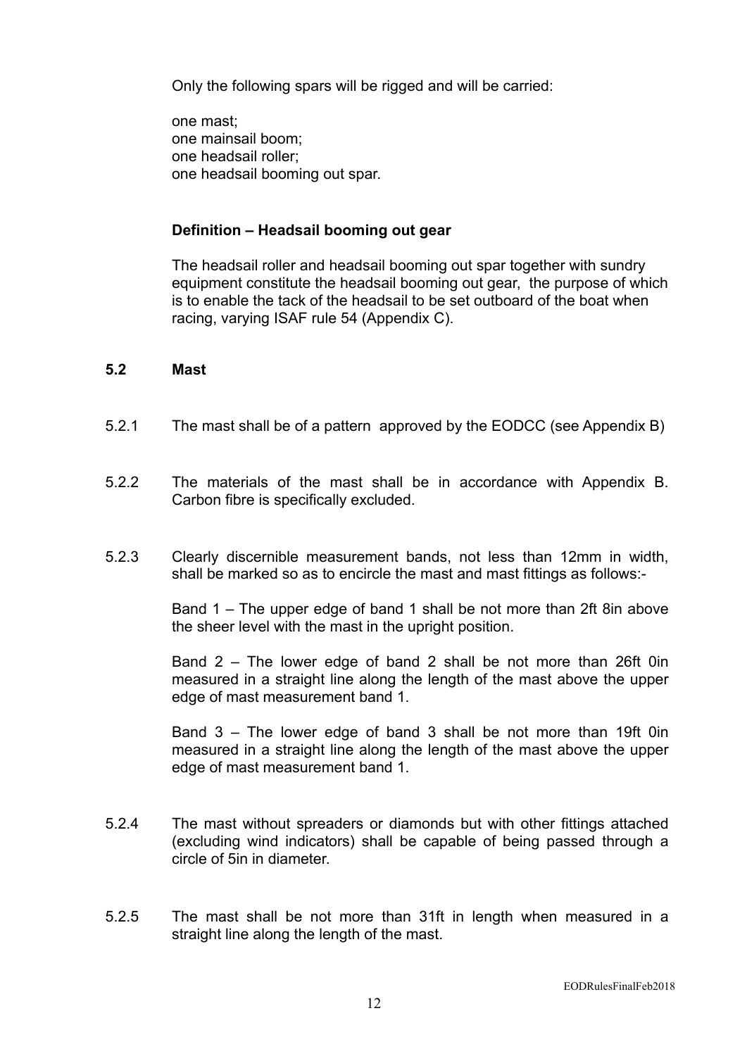Only the following spars will be rigged and will be carried:

one mast;
one mainsail boom;
one headsail roller;
one headsail booming out spar.

**Definition – Headsail booming out gear**

The headsail roller and headsail booming out spar together with sundry equipment constitute the headsail booming out gear, the purpose of which is to enable the tack of the headsail to be set outboard of the boat when racing, varying ISAF rule 54 (Appendix C).

## 5.2 Mast

5.2.1 The mast shall be of a pattern approved by the EODCC (see Appendix B)

5.2.2 The materials of the mast shall be in accordance with Appendix B. Carbon fibre is specifically excluded.

5.2.3 Clearly discernible measurement bands, not less than 12mm in width, shall be marked so as to encircle the mast and mast fittings as follows:-

Band 1 – The upper edge of band 1 shall be not more than 2ft 8in above the sheer level with the mast in the upright position.

Band 2 – The lower edge of band 2 shall be not more than 26ft 0in measured in a straight line along the length of the mast above the upper edge of mast measurement band 1.

Band 3 – The lower edge of band 3 shall be not more than 19ft 0in measured in a straight line along the length of the mast above the upper edge of mast measurement band 1.

5.2.4 The mast without spreaders or diamonds but with other fittings attached (excluding wind indicators) shall be capable of being passed through a circle of 5in in diameter.

5.2.5 The mast shall be not more than 31ft in length when measured in a straight line along the length of the mast.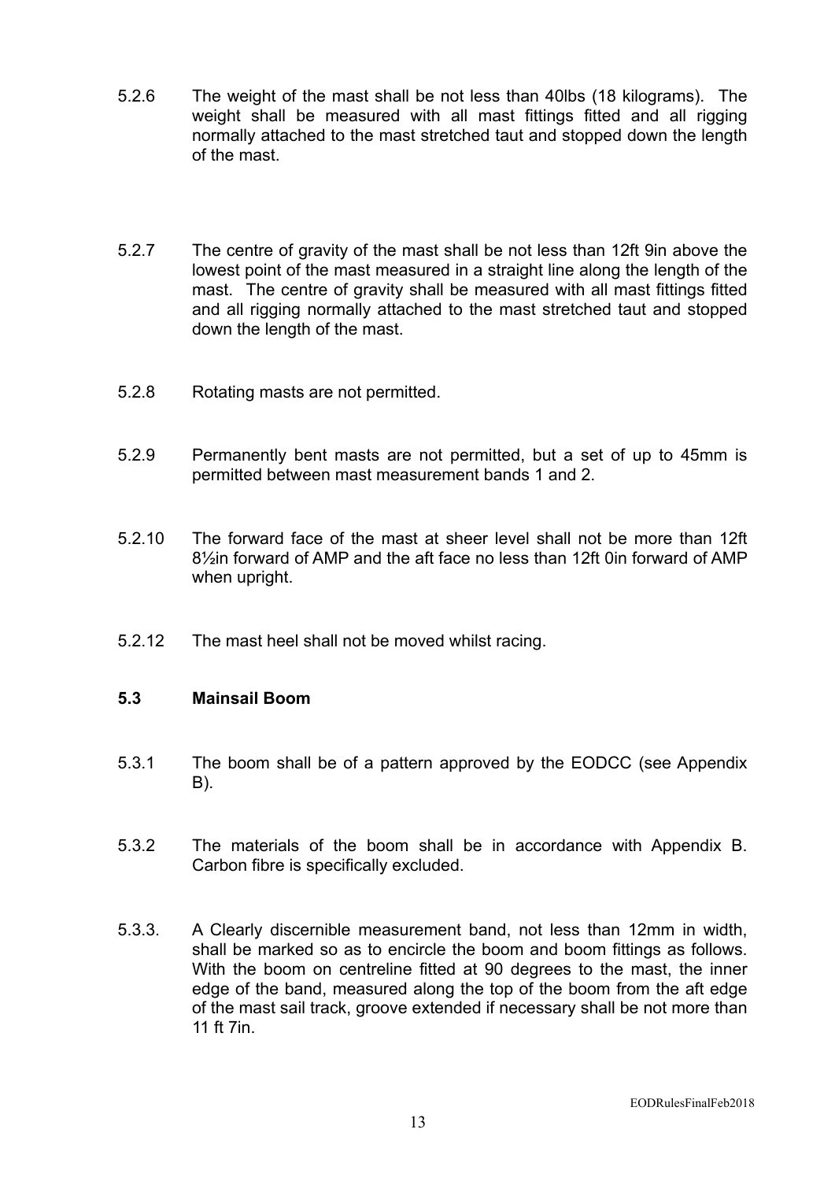5.2.6 The weight of the mast shall be not less than 40lbs (18 kilograms). The weight shall be measured with all mast fittings fitted and all rigging normally attached to the mast stretched taut and stopped down the length of the mast.

5.2.7 The centre of gravity of the mast shall be not less than 12ft 9in above the lowest point of the mast measured in a straight line along the length of the mast. The centre of gravity shall be measured with all mast fittings fitted and all rigging normally attached to the mast stretched taut and stopped down the length of the mast.

5.2.8 Rotating masts are not permitted.

5.2.9 Permanently bent masts are not permitted, but a set of up to 45mm is permitted between mast measurement bands 1 and 2.

5.2.10 The forward face of the mast at sheer level shall not be more than 12ft 8½in forward of AMP and the aft face no less than 12ft 0in forward of AMP when upright.

5.2.12 The mast heel shall not be moved whilst racing.

### 5.3 Mainsail Boom

5.3.1 The boom shall be of a pattern approved by the EODCC (see Appendix B).

5.3.2 The materials of the boom shall be in accordance with Appendix B. Carbon fibre is specifically excluded.

5.3.3. A Clearly discernible measurement band, not less than 12mm in width, shall be marked so as to encircle the boom and boom fittings as follows. With the boom on centreline fitted at 90 degrees to the mast, the inner edge of the band, measured along the top of the boom from the aft edge of the mast sail track, groove extended if necessary shall be not more than 11 ft 7in.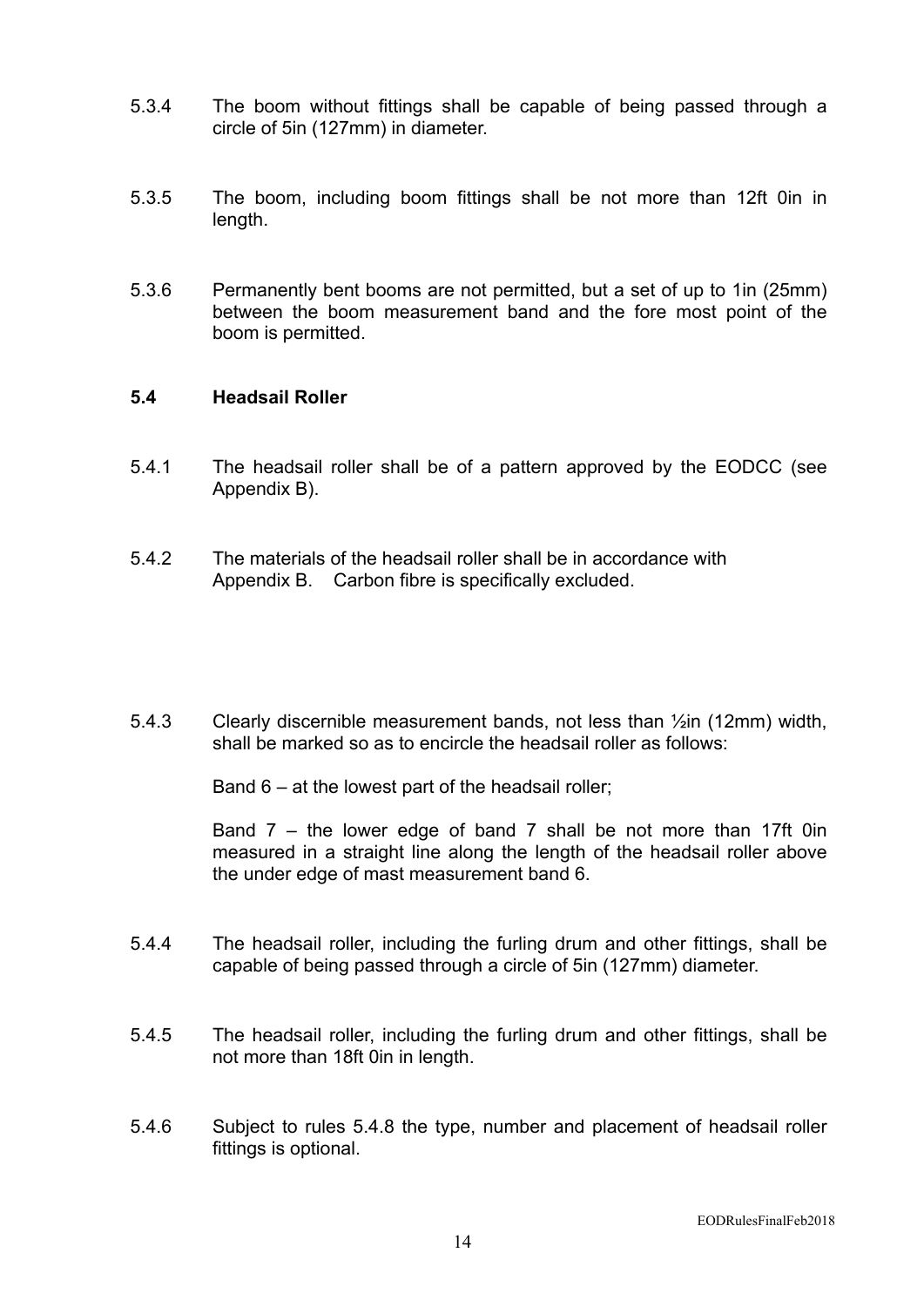5.3.4 The boom without fittings shall be capable of being passed through a circle of 5in (127mm) in diameter.

5.3.5 The boom, including boom fittings shall be not more than 12ft 0in in length.

5.3.6 Permanently bent booms are not permitted, but a set of up to 1in (25mm) between the boom measurement band and the fore most point of the boom is permitted.

### 5.4 Headsail Roller

5.4.1 The headsail roller shall be of a pattern approved by the EODCC (see Appendix B).

5.4.2 The materials of the headsail roller shall be in accordance with Appendix B. Carbon fibre is specifically excluded.

5.4.3 Clearly discernible measurement bands, not less than ½in (12mm) width, shall be marked so as to encircle the headsail roller as follows:

Band 6 – at the lowest part of the headsail roller;

Band 7 – the lower edge of band 7 shall be not more than 17ft 0in measured in a straight line along the length of the headsail roller above the under edge of mast measurement band 6.

5.4.4 The headsail roller, including the furling drum and other fittings, shall be capable of being passed through a circle of 5in (127mm) diameter.

5.4.5 The headsail roller, including the furling drum and other fittings, shall be not more than 18ft 0in in length.

5.4.6 Subject to rules 5.4.8 the type, number and placement of headsail roller fittings is optional.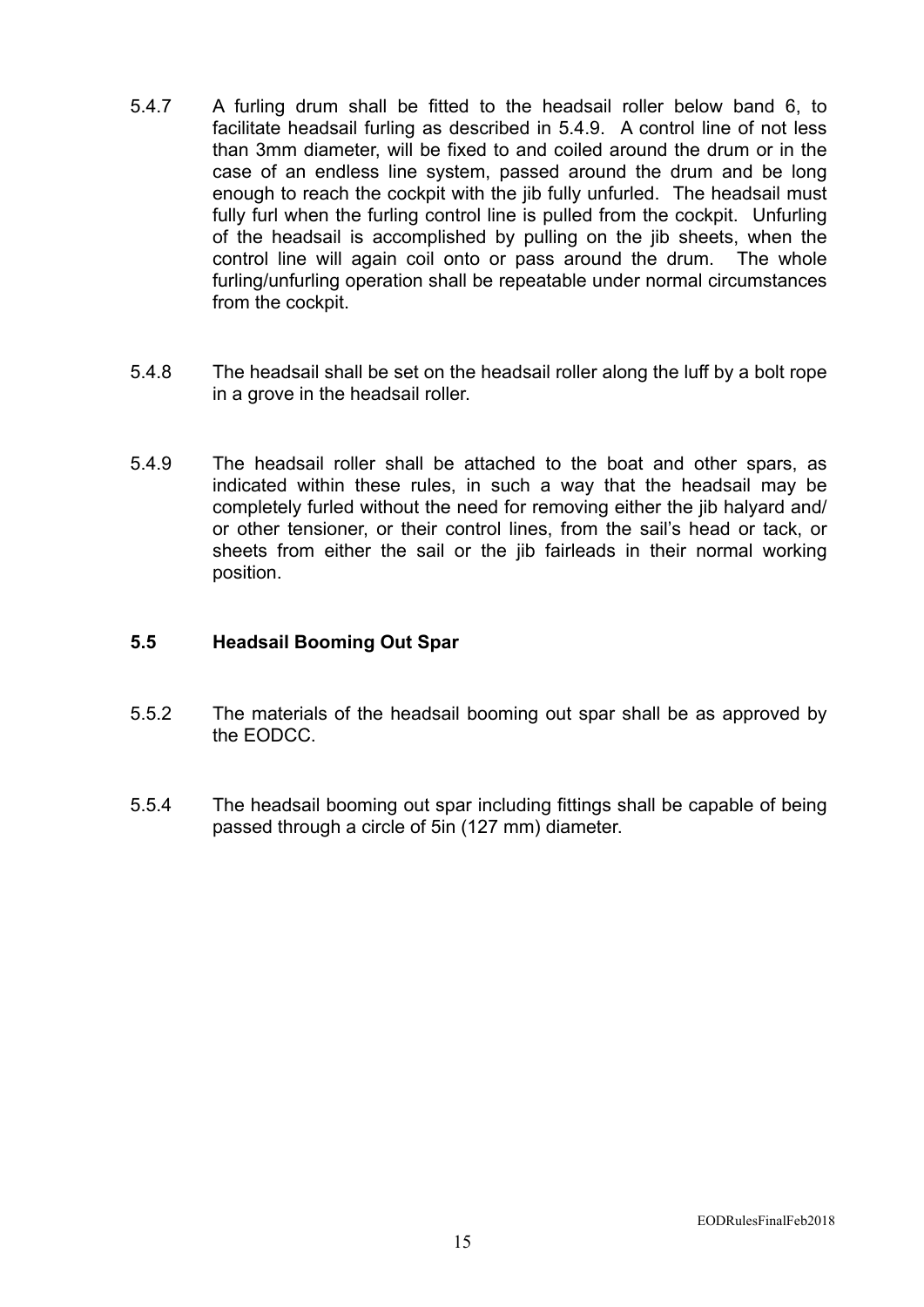5.4.7 A furling drum shall be fitted to the headsail roller below band 6, to facilitate headsail furling as described in 5.4.9. A control line of not less than 3mm diameter, will be fixed to and coiled around the drum or in the case of an endless line system, passed around the drum and be long enough to reach the cockpit with the jib fully unfurled. The headsail must fully furl when the furling control line is pulled from the cockpit. Unfurling of the headsail is accomplished by pulling on the jib sheets, when the control line will again coil onto or pass around the drum. The whole furling/unfurling operation shall be repeatable under normal circumstances from the cockpit.

5.4.8 The headsail shall be set on the headsail roller along the luff by a bolt rope in a grove in the headsail roller.

5.4.9 The headsail roller shall be attached to the boat and other spars, as indicated within these rules, in such a way that the headsail may be completely furled without the need for removing either the jib halyard and/ or other tensioner, or their control lines, from the sail's head or tack, or sheets from either the sail or the jib fairleads in their normal working position.

### 5.5 Headsail Booming Out Spar

5.5.2 The materials of the headsail booming out spar shall be as approved by the EODCC.

5.5.4 The headsail booming out spar including fittings shall be capable of being passed through a circle of 5in (127 mm) diameter.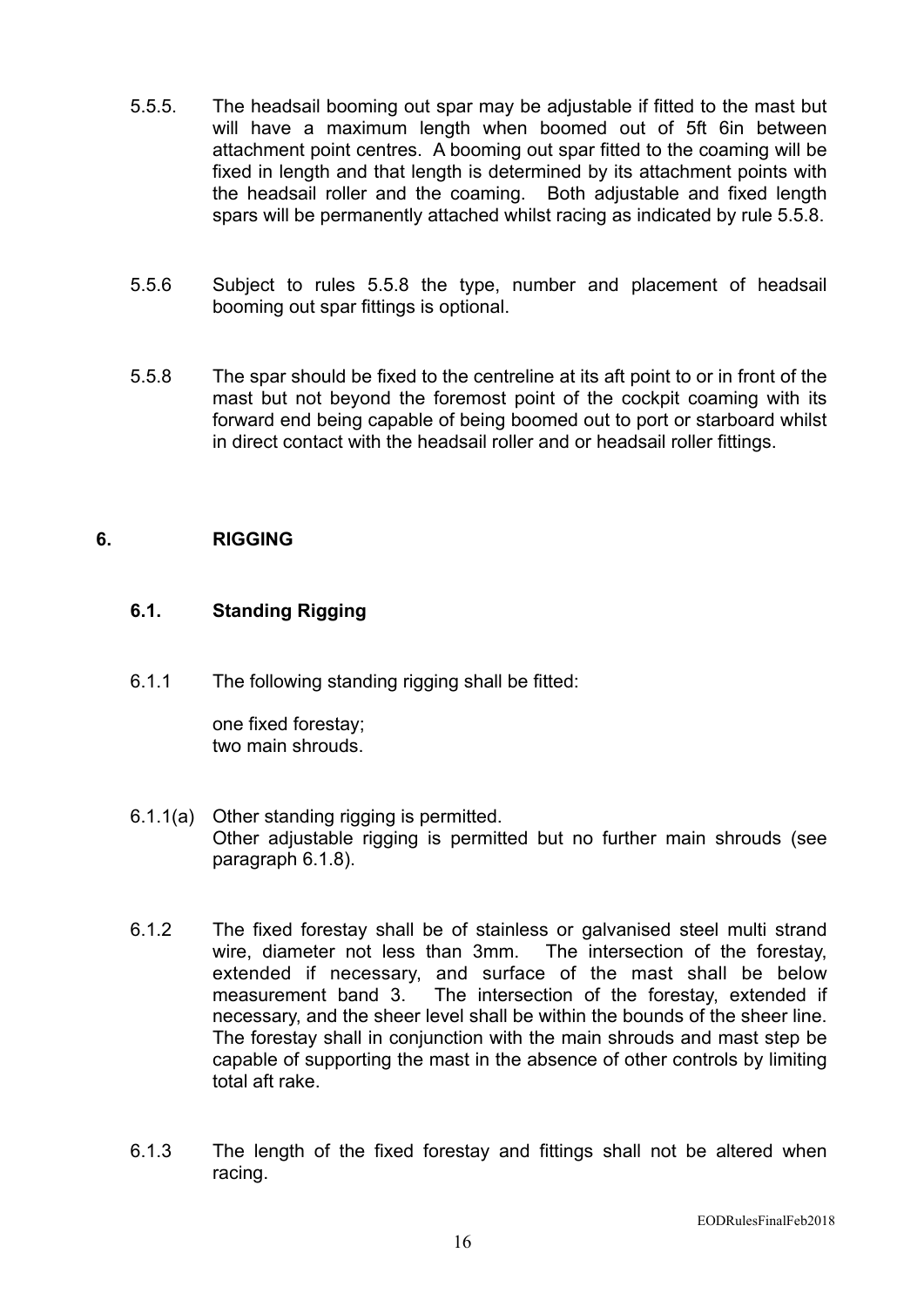5.5.5. The headsail booming out spar may be adjustable if fitted to the mast but will have a maximum length when boomed out of 5ft 6in between attachment point centres. A booming out spar fitted to the coaming will be fixed in length and that length is determined by its attachment points with the headsail roller and the coaming. Both adjustable and fixed length spars will be permanently attached whilst racing as indicated by rule 5.5.8.

5.5.6 Subject to rules 5.5.8 the type, number and placement of headsail booming out spar fittings is optional.

5.5.8 The spar should be fixed to the centreline at its aft point to or in front of the mast but not beyond the foremost point of the cockpit coaming with its forward end being capable of being boomed out to port or starboard whilst in direct contact with the headsail roller and or headsail roller fittings.

## 6. RIGGING

### 6.1. Standing Rigging

6.1.1 The following standing rigging shall be fitted:

one fixed forestay;
two main shrouds.

6.1.1(a) Other standing rigging is permitted.
Other adjustable rigging is permitted but no further main shrouds (see paragraph 6.1.8).

6.1.2 The fixed forestay shall be of stainless or galvanised steel multi strand wire, diameter not less than 3mm. The intersection of the forestay, extended if necessary, and surface of the mast shall be below measurement band 3. The intersection of the forestay, extended if necessary, and the sheer level shall be within the bounds of the sheer line. The forestay shall in conjunction with the main shrouds and mast step be capable of supporting the mast in the absence of other controls by limiting total aft rake.

6.1.3 The length of the fixed forestay and fittings shall not be altered when racing.

EODRulesFinalFeb2018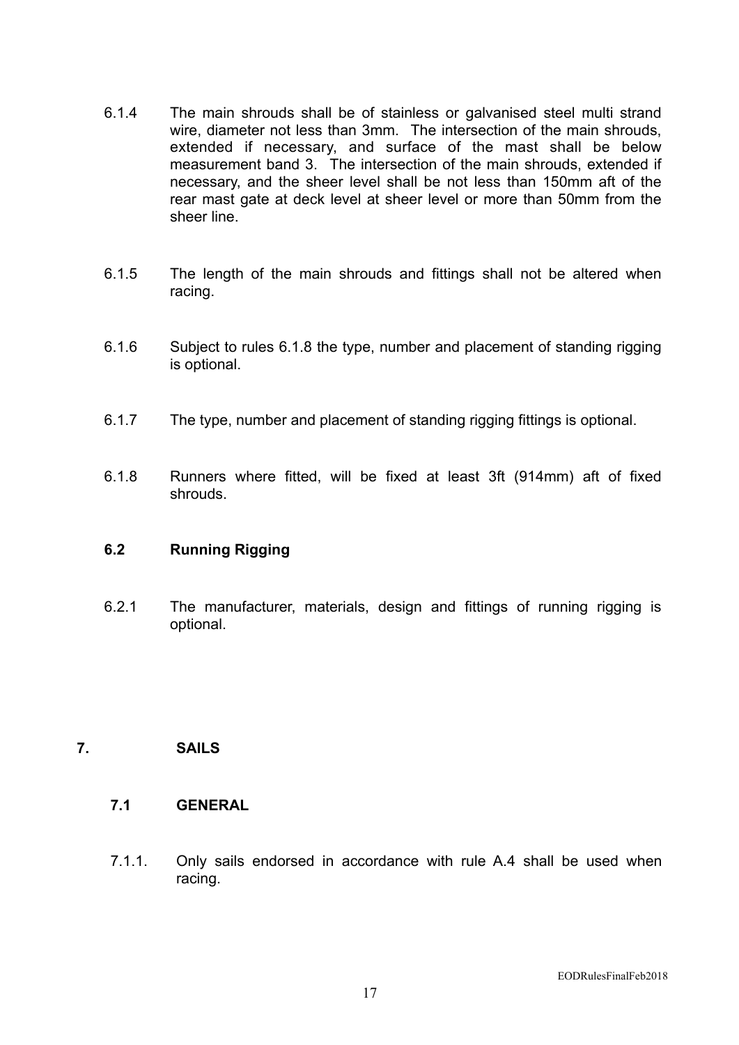6.1.4 The main shrouds shall be of stainless or galvanised steel multi strand wire, diameter not less than 3mm. The intersection of the main shrouds, extended if necessary, and surface of the mast shall be below measurement band 3. The intersection of the main shrouds, extended if necessary, and the sheer level shall be not less than 150mm aft of the rear mast gate at deck level at sheer level or more than 50mm from the sheer line.

6.1.5 The length of the main shrouds and fittings shall not be altered when racing.

6.1.6 Subject to rules 6.1.8 the type, number and placement of standing rigging is optional.

6.1.7 The type, number and placement of standing rigging fittings is optional.

6.1.8 Runners where fitted, will be fixed at least 3ft (914mm) aft of fixed shrouds.

### 6.2 Running Rigging

6.2.1 The manufacturer, materials, design and fittings of running rigging is optional.

## 7. SAILS

### 7.1 GENERAL

7.1.1. Only sails endorsed in accordance with rule A.4 shall be used when racing.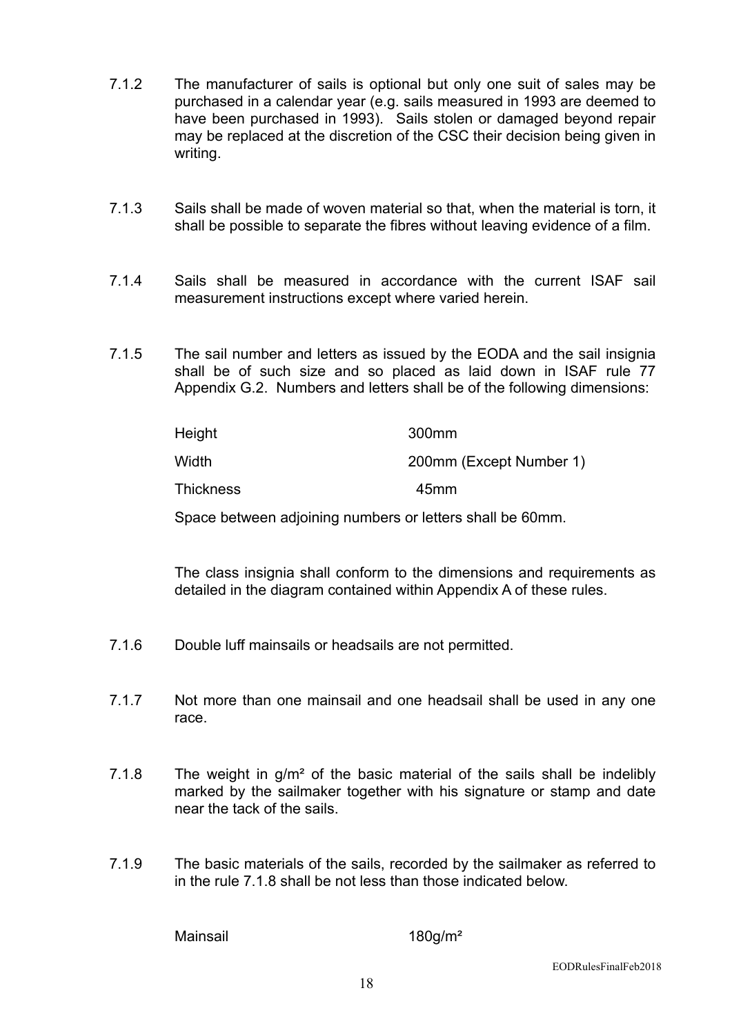7.1.2 The manufacturer of sails is optional but only one suit of sales may be purchased in a calendar year (e.g. sails measured in 1993 are deemed to have been purchased in 1993). Sails stolen or damaged beyond repair may be replaced at the discretion of the CSC their decision being given in writing.

7.1.3 Sails shall be made of woven material so that, when the material is torn, it shall be possible to separate the fibres without leaving evidence of a film.

7.1.4 Sails shall be measured in accordance with the current ISAF sail measurement instructions except where varied herein.

7.1.5 The sail number and letters as issued by the EODA and the sail insignia shall be of such size and so placed as laid down in ISAF rule 77 Appendix G.2. Numbers and letters shall be of the following dimensions:

| | |
|---|---|
| Height | 300mm |
| Width | 200mm (Except Number 1) |
| Thickness | 45mm |

Space between adjoining numbers or letters shall be 60mm.

The class insignia shall conform to the dimensions and requirements as detailed in the diagram contained within Appendix A of these rules.

7.1.6 Double luff mainsails or headsails are not permitted.

7.1.7 Not more than one mainsail and one headsail shall be used in any one race.

7.1.8 The weight in g/m² of the basic material of the sails shall be indelibly marked by the sailmaker together with his signature or stamp and date near the tack of the sails.

7.1.9 The basic materials of the sails, recorded by the sailmaker as referred to in the rule 7.1.8 shall be not less than those indicated below.

| | |
|---|---|
| Mainsail | 180g/m² |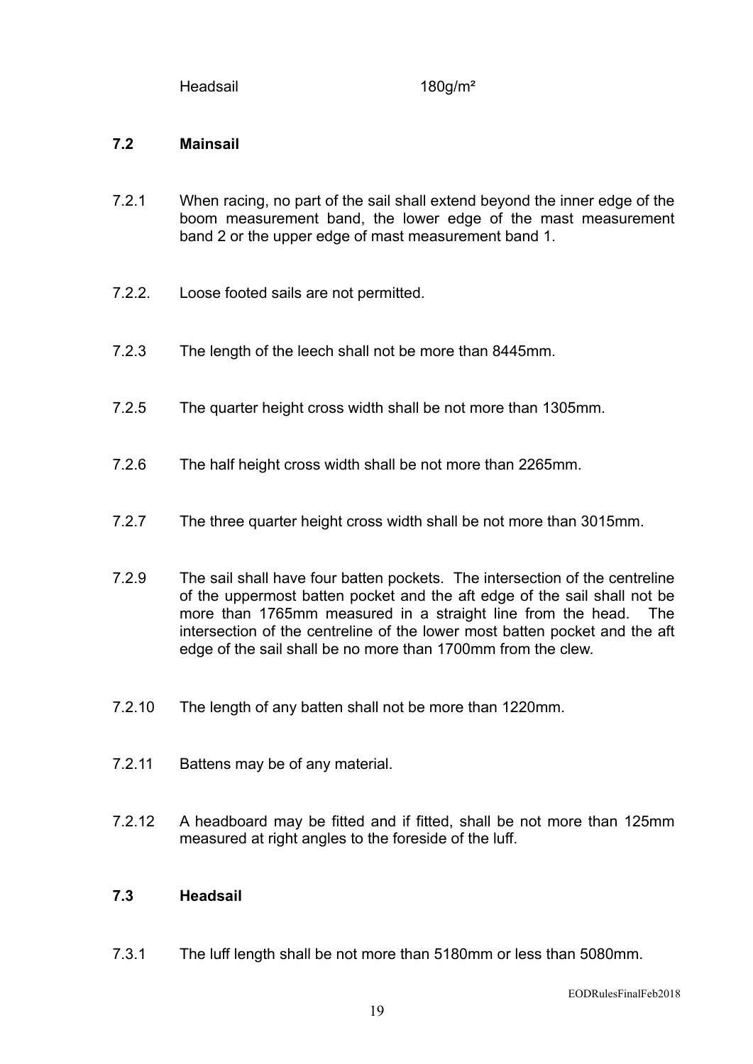Headsail 180g/m²

### 7.2 Mainsail

7.2.1 When racing, no part of the sail shall extend beyond the inner edge of the boom measurement band, the lower edge of the mast measurement band 2 or the upper edge of mast measurement band 1.

7.2.2. Loose footed sails are not permitted.

7.2.3 The length of the leech shall not be more than 8445mm.

7.2.5 The quarter height cross width shall be not more than 1305mm.

7.2.6 The half height cross width shall be not more than 2265mm.

7.2.7 The three quarter height cross width shall be not more than 3015mm.

7.2.9 The sail shall have four batten pockets. The intersection of the centreline of the uppermost batten pocket and the aft edge of the sail shall not be more than 1765mm measured in a straight line from the head. The intersection of the centreline of the lower most batten pocket and the aft edge of the sail shall be no more than 1700mm from the clew.

7.2.10 The length of any batten shall not be more than 1220mm.

7.2.11 Battens may be of any material.

7.2.12 A headboard may be fitted and if fitted, shall be not more than 125mm measured at right angles to the foreside of the luff.

### 7.3 Headsail

7.3.1 The luff length shall be not more than 5180mm or less than 5080mm.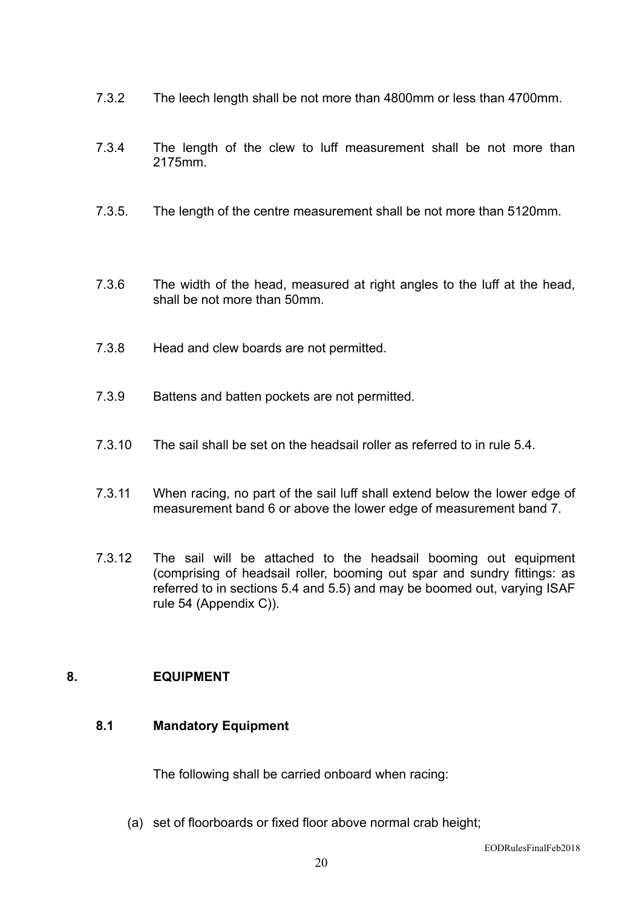7.3.2 The leech length shall be not more than 4800mm or less than 4700mm.

7.3.4 The length of the clew to luff measurement shall be not more than 2175mm.

7.3.5. The length of the centre measurement shall be not more than 5120mm.

7.3.6 The width of the head, measured at right angles to the luff at the head, shall be not more than 50mm.

7.3.8 Head and clew boards are not permitted.

7.3.9 Battens and batten pockets are not permitted.

7.3.10 The sail shall be set on the headsail roller as referred to in rule 5.4.

7.3.11 When racing, no part of the sail luff shall extend below the lower edge of measurement band 6 or above the lower edge of measurement band 7.

7.3.12 The sail will be attached to the headsail booming out equipment (comprising of headsail roller, booming out spar and sundry fittings: as referred to in sections 5.4 and 5.5) and may be boomed out, varying ISAF rule 54 (Appendix C)).

## 8. EQUIPMENT

### 8.1 Mandatory Equipment

The following shall be carried onboard when racing:

(a) set of floorboards or fixed floor above normal crab height;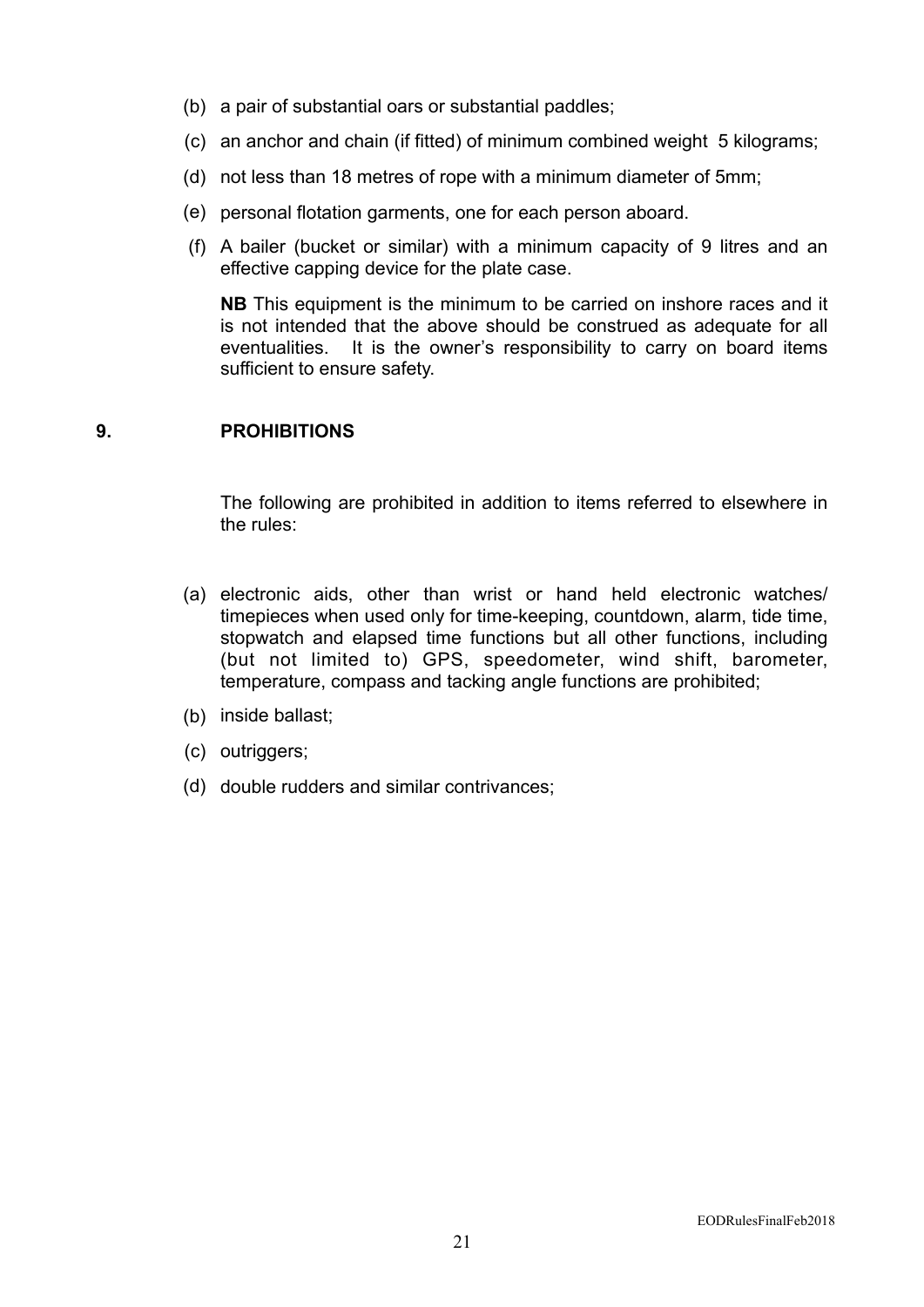(b) a pair of substantial oars or substantial paddles;

(c) an anchor and chain (if fitted) of minimum combined weight 5 kilograms;

(d) not less than 18 metres of rope with a minimum diameter of 5mm;

(e) personal flotation garments, one for each person aboard.

(f) A bailer (bucket or similar) with a minimum capacity of 9 litres and an effective capping device for the plate case.

**NB** This equipment is the minimum to be carried on inshore races and it is not intended that the above should be construed as adequate for all eventualities. It is the owner's responsibility to carry on board items sufficient to ensure safety.

## 9. PROHIBITIONS

The following are prohibited in addition to items referred to elsewhere in the rules:

(a) electronic aids, other than wrist or hand held electronic watches/ timepieces when used only for time-keeping, countdown, alarm, tide time, stopwatch and elapsed time functions but all other functions, including (but not limited to) GPS, speedometer, wind shift, barometer, temperature, compass and tacking angle functions are prohibited;

(b) inside ballast;

(c) outriggers;

(d) double rudders and similar contrivances;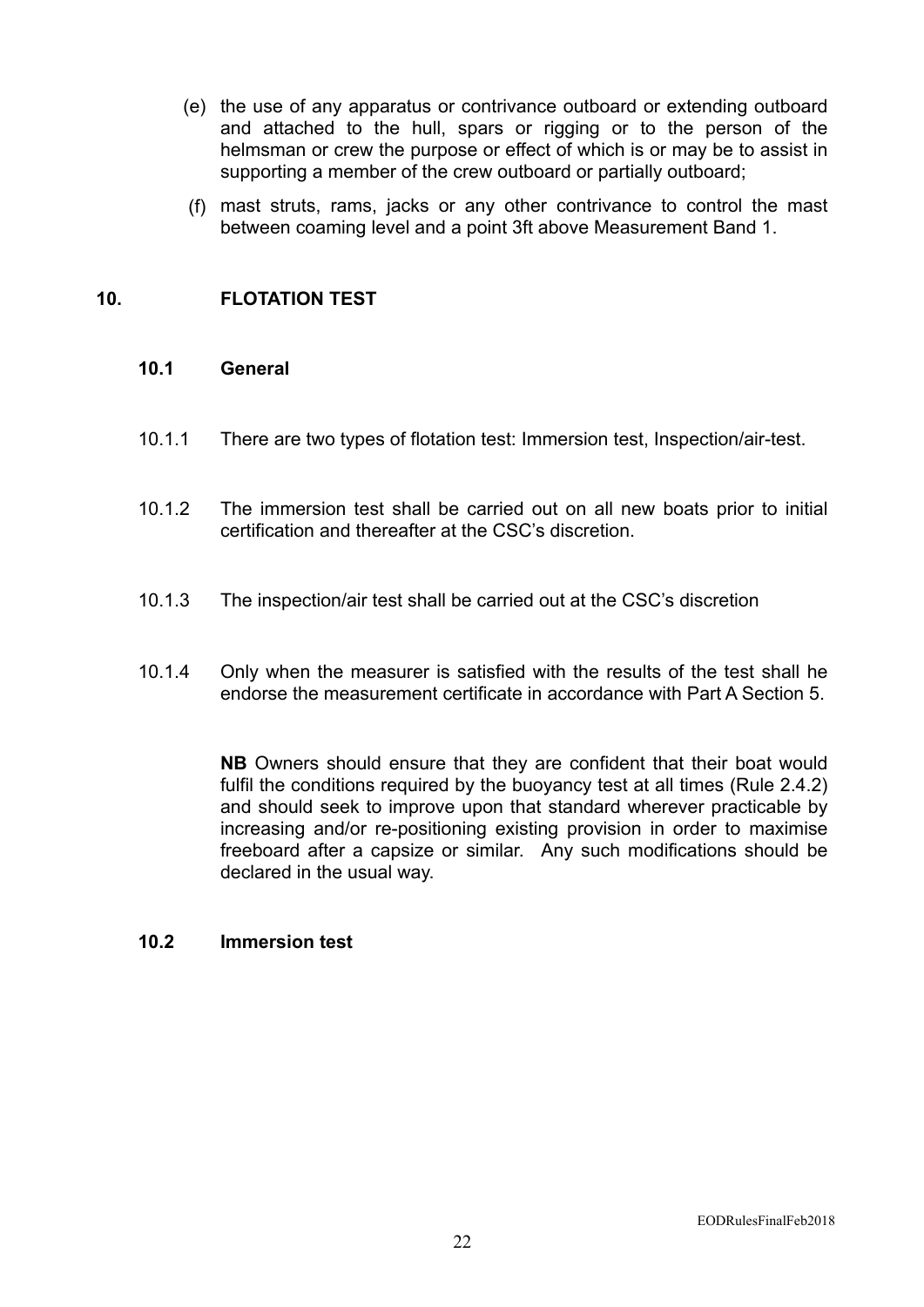(e) the use of any apparatus or contrivance outboard or extending outboard and attached to the hull, spars or rigging or to the person of the helmsman or crew the purpose or effect of which is or may be to assist in supporting a member of the crew outboard or partially outboard;

(f) mast struts, rams, jacks or any other contrivance to control the mast between coaming level and a point 3ft above Measurement Band 1.

## 10. FLOTATION TEST

### 10.1 General

10.1.1 There are two types of flotation test: Immersion test, Inspection/air-test.

10.1.2 The immersion test shall be carried out on all new boats prior to initial certification and thereafter at the CSC's discretion.

10.1.3 The inspection/air test shall be carried out at the CSC's discretion

10.1.4 Only when the measurer is satisfied with the results of the test shall he endorse the measurement certificate in accordance with Part A Section 5.

**NB** Owners should ensure that they are confident that their boat would fulfil the conditions required by the buoyancy test at all times (Rule 2.4.2) and should seek to improve upon that standard wherever practicable by increasing and/or re-positioning existing provision in order to maximise freeboard after a capsize or similar. Any such modifications should be declared in the usual way.

### 10.2 Immersion test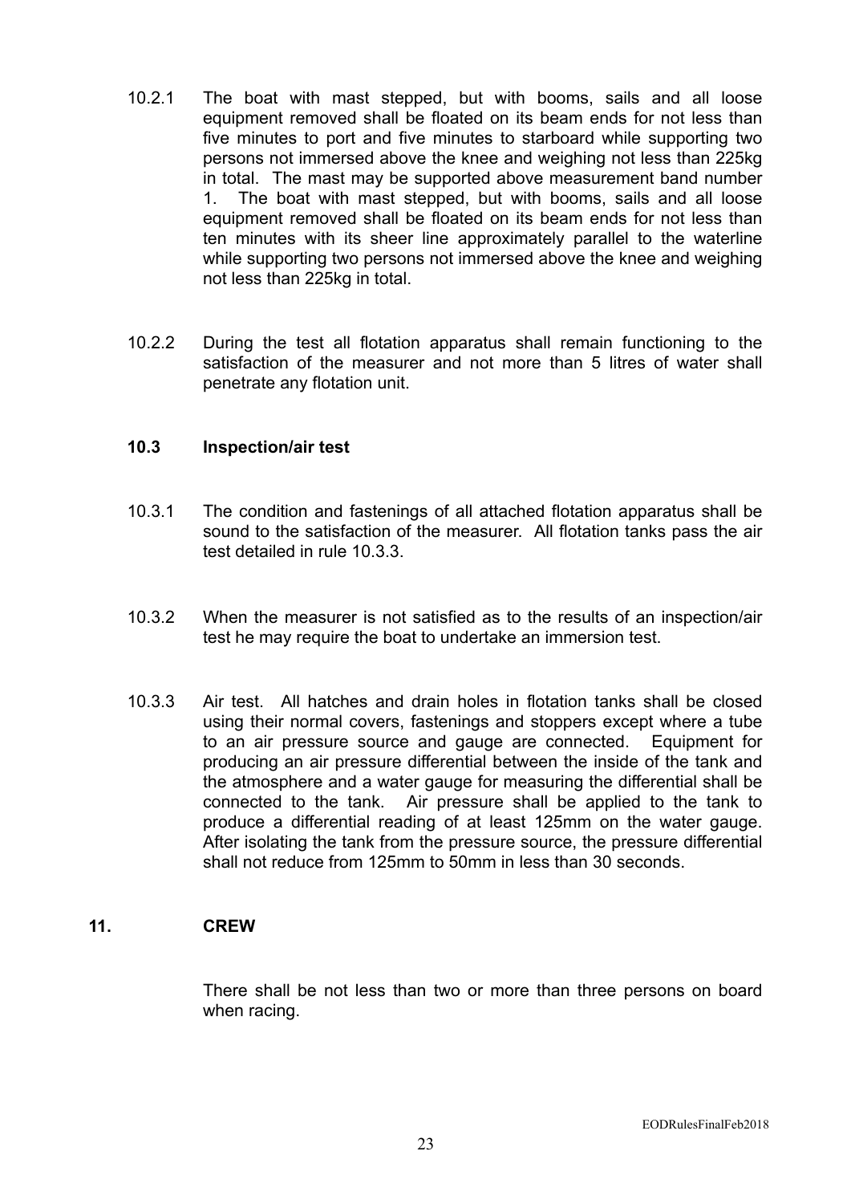10.2.1 The boat with mast stepped, but with booms, sails and all loose equipment removed shall be floated on its beam ends for not less than five minutes to port and five minutes to starboard while supporting two persons not immersed above the knee and weighing not less than 225kg in total. The mast may be supported above measurement band number 1. The boat with mast stepped, but with booms, sails and all loose equipment removed shall be floated on its beam ends for not less than ten minutes with its sheer line approximately parallel to the waterline while supporting two persons not immersed above the knee and weighing not less than 225kg in total.

10.2.2 During the test all flotation apparatus shall remain functioning to the satisfaction of the measurer and not more than 5 litres of water shall penetrate any flotation unit.

### 10.3 Inspection/air test

10.3.1 The condition and fastenings of all attached flotation apparatus shall be sound to the satisfaction of the measurer. All flotation tanks pass the air test detailed in rule 10.3.3.

10.3.2 When the measurer is not satisfied as to the results of an inspection/air test he may require the boat to undertake an immersion test.

10.3.3 Air test. All hatches and drain holes in flotation tanks shall be closed using their normal covers, fastenings and stoppers except where a tube to an air pressure source and gauge are connected. Equipment for producing an air pressure differential between the inside of the tank and the atmosphere and a water gauge for measuring the differential shall be connected to the tank. Air pressure shall be applied to the tank to produce a differential reading of at least 125mm on the water gauge. After isolating the tank from the pressure source, the pressure differential shall not reduce from 125mm to 50mm in less than 30 seconds.

## 11. CREW

There shall be not less than two or more than three persons on board when racing.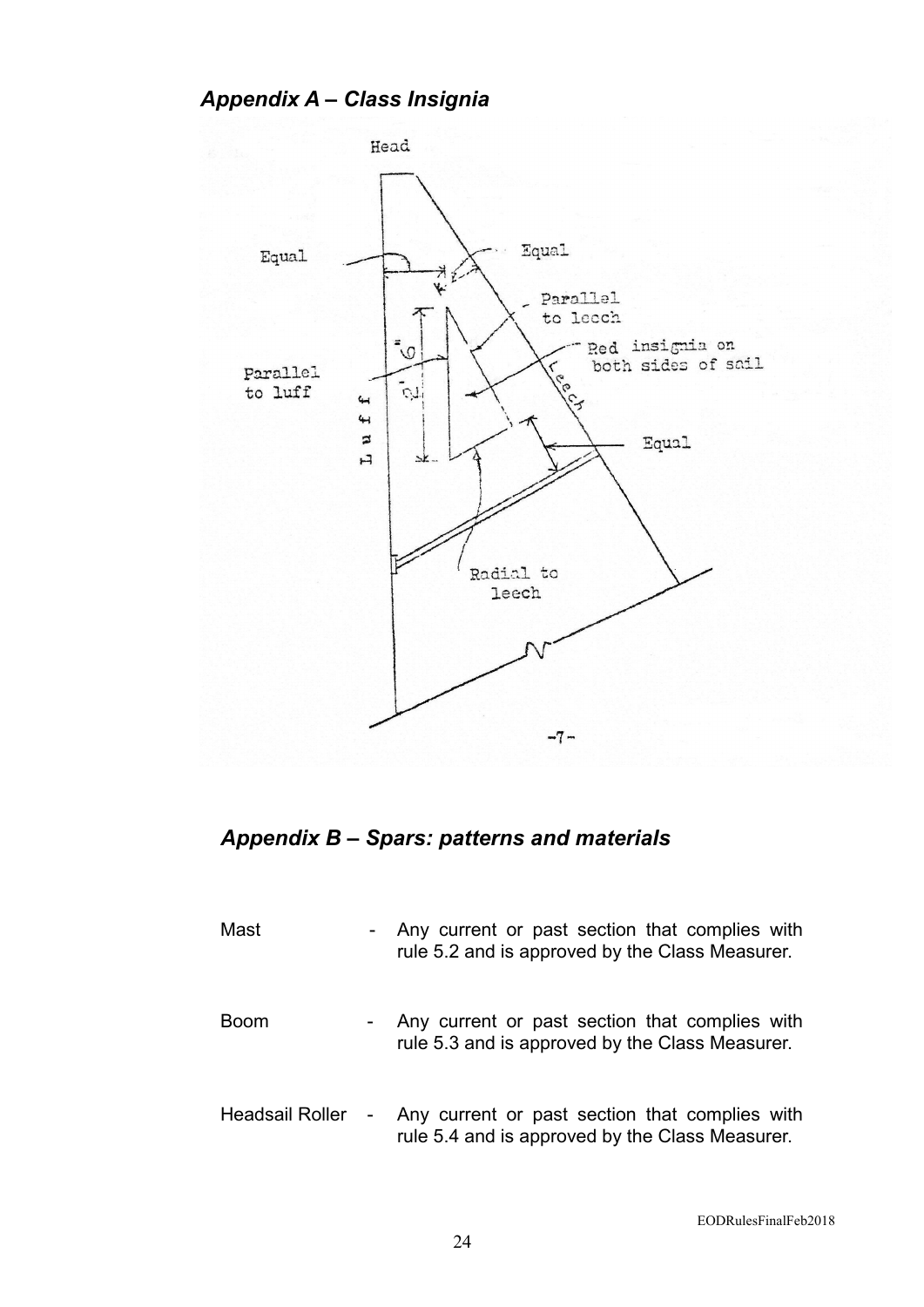## *Appendix A – Class Insignia*

Head

Equal

Equal

Parallel to leech

Red insignia on both sides of sail

Parallel to luff

2' 6"

Luff

Leech

Equal

Radial to leech

-7-

## *Appendix B – Spars: patterns and materials*

| | | |
|---|---|---|
| Mast | - | Any current or past section that complies with rule 5.2 and is approved by the Class Measurer. |
| Boom | - | Any current or past section that complies with rule 5.3 and is approved by the Class Measurer. |
| Headsail Roller | - | Any current or past section that complies with rule 5.4 and is approved by the Class Measurer. |

EODRulesFinalFeb2018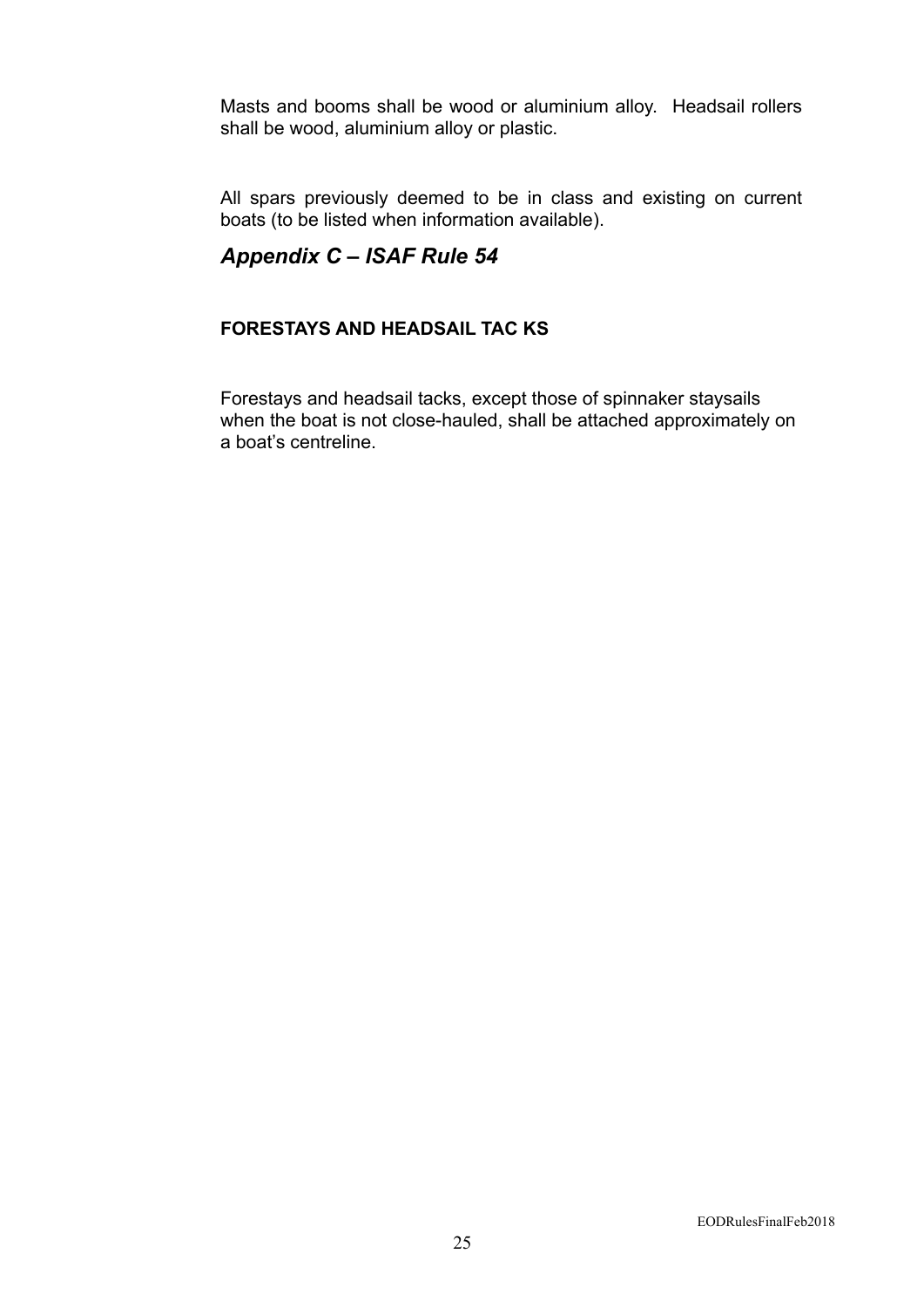Masts and booms shall be wood or aluminium alloy. Headsail rollers shall be wood, aluminium alloy or plastic.

All spars previously deemed to be in class and existing on current boats (to be listed when information available).

## *Appendix C – ISAF Rule 54*

**FORESTAYS AND HEADSAIL TAC KS**

Forestays and headsail tacks, except those of spinnaker staysails when the boat is not close-hauled, shall be attached approximately on a boat's centreline.